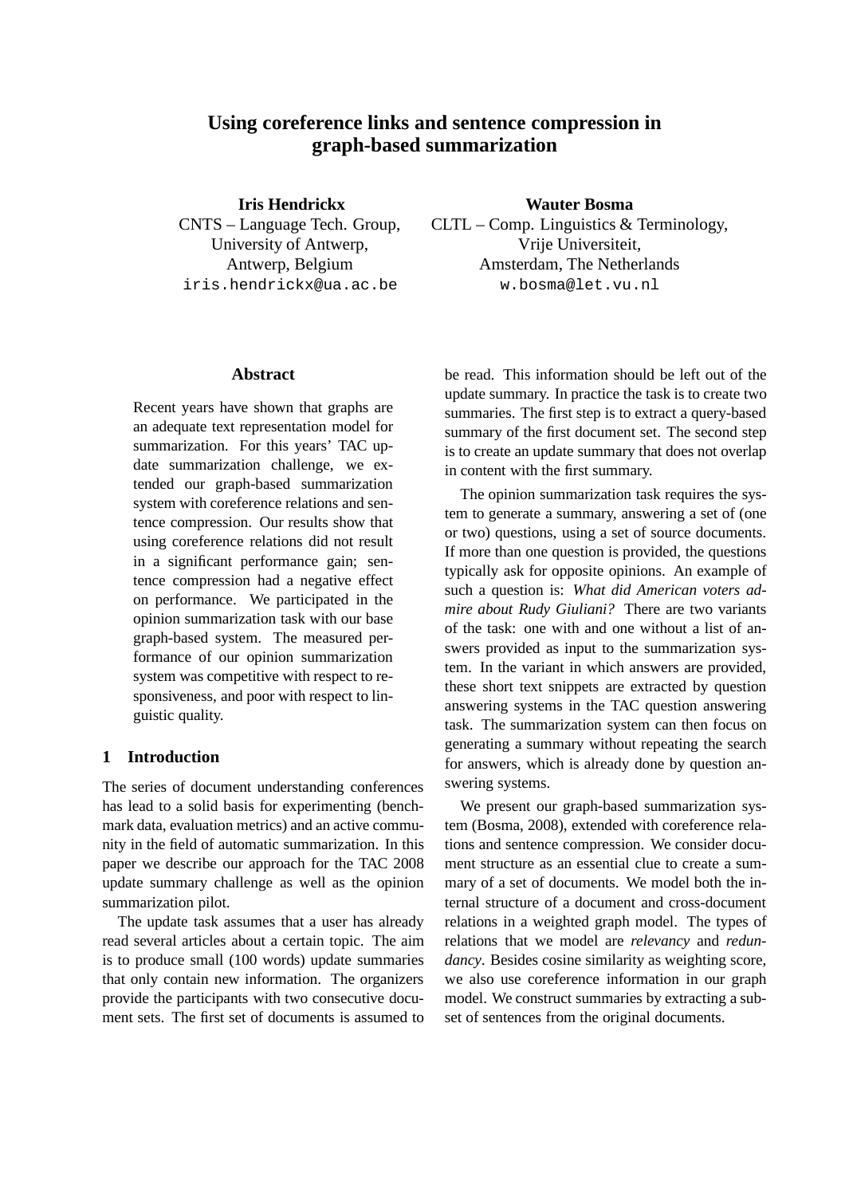# Using coreference links and sentence compression in graph-based summarization

**Iris Hendrickx**
CNTS – Language Tech. Group,
University of Antwerp,
Antwerp, Belgium
iris.hendrickx@ua.ac.be

**Wauter Bosma**
CLTL – Comp. Linguistics & Terminology,
Vrije Universiteit,
Amsterdam, The Netherlands
w.bosma@let.vu.nl

## Abstract

Recent years have shown that graphs are an adequate text representation model for summarization. For this years' TAC update summarization challenge, we extended our graph-based summarization system with coreference relations and sentence compression. Our results show that using coreference relations did not result in a significant performance gain; sentence compression had a negative effect on performance. We participated in the opinion summarization task with our base graph-based system. The measured performance of our opinion summarization system was competitive with respect to responsiveness, and poor with respect to linguistic quality.

## 1 Introduction

The series of document understanding conferences has lead to a solid basis for experimenting (benchmark data, evaluation metrics) and an active community in the field of automatic summarization. In this paper we describe our approach for the TAC 2008 update summary challenge as well as the opinion summarization pilot.

The update task assumes that a user has already read several articles about a certain topic. The aim is to produce small (100 words) update summaries that only contain new information. The organizers provide the participants with two consecutive document sets. The first set of documents is assumed to be read. This information should be left out of the update summary. In practice the task is to create two summaries. The first step is to extract a query-based summary of the first document set. The second step is to create an update summary that does not overlap in content with the first summary.

The opinion summarization task requires the system to generate a summary, answering a set of (one or two) questions, using a set of source documents. If more than one question is provided, the questions typically ask for opposite opinions. An example of such a question is: *What did American voters admire about Rudy Giuliani?* There are two variants of the task: one with and one without a list of answers provided as input to the summarization system. In the variant in which answers are provided, these short text snippets are extracted by question answering systems in the TAC question answering task. The summarization system can then focus on generating a summary without repeating the search for answers, which is already done by question answering systems.

We present our graph-based summarization system (Bosma, 2008), extended with coreference relations and sentence compression. We consider document structure as an essential clue to create a summary of a set of documents. We model both the internal structure of a document and cross-document relations in a weighted graph model. The types of relations that we model are *relevancy* and *redundancy*. Besides cosine similarity as weighting score, we also use coreference information in our graph model. We construct summaries by extracting a subset of sentences from the original documents.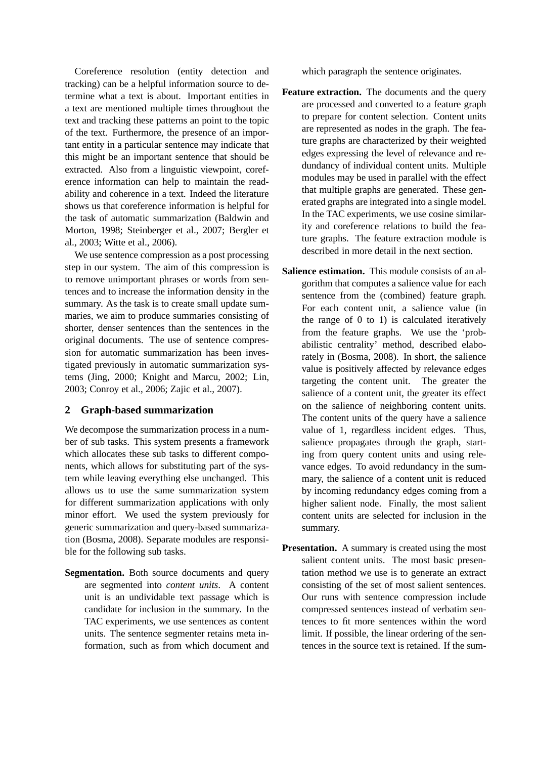Coreference resolution (entity detection and tracking) can be a helpful information source to determine what a text is about. Important entities in a text are mentioned multiple times throughout the text and tracking these patterns an point to the topic of the text. Furthermore, the presence of an important entity in a particular sentence may indicate that this might be an important sentence that should be extracted. Also from a linguistic viewpoint, coreference information can help to maintain the readability and coherence in a text. Indeed the literature shows us that coreference information is helpful for the task of automatic summarization (Baldwin and Morton, 1998; Steinberger et al., 2007; Bergler et al., 2003; Witte et al., 2006).

We use sentence compression as a post processing step in our system. The aim of this compression is to remove unimportant phrases or words from sentences and to increase the information density in the summary. As the task is to create small update summaries, we aim to produce summaries consisting of shorter, denser sentences than the sentences in the original documents. The use of sentence compression for automatic summarization has been investigated previously in automatic summarization systems (Jing, 2000; Knight and Marcu, 2002; Lin, 2003; Conroy et al., 2006; Zajic et al., 2007).

## 2 Graph-based summarization

We decompose the summarization process in a number of sub tasks. This system presents a framework which allocates these sub tasks to different components, which allows for substituting part of the system while leaving everything else unchanged. This allows us to use the same summarization system for different summarization applications with only minor effort. We used the system previously for generic summarization and query-based summarization (Bosma, 2008). Separate modules are responsible for the following sub tasks.

**Segmentation.** Both source documents and query are segmented into *content units*. A content unit is an undividable text passage which is candidate for inclusion in the summary. In the TAC experiments, we use sentences as content units. The sentence segmenter retains meta information, such as from which document and which paragraph the sentence originates.

**Feature extraction.** The documents and the query are processed and converted to a feature graph to prepare for content selection. Content units are represented as nodes in the graph. The feature graphs are characterized by their weighted edges expressing the level of relevance and redundancy of individual content units. Multiple modules may be used in parallel with the effect that multiple graphs are generated. These generated graphs are integrated into a single model. In the TAC experiments, we use cosine similarity and coreference relations to build the feature graphs. The feature extraction module is described in more detail in the next section.

**Salience estimation.** This module consists of an algorithm that computes a salience value for each sentence from the (combined) feature graph. For each content unit, a salience value (in the range of 0 to 1) is calculated iteratively from the feature graphs. We use the 'probabilistic centrality' method, described elaborately in (Bosma, 2008). In short, the salience value is positively affected by relevance edges targeting the content unit. The greater the salience of a content unit, the greater its effect on the salience of neighboring content units. The content units of the query have a salience value of 1, regardless incident edges. Thus, salience propagates through the graph, starting from query content units and using relevance edges. To avoid redundancy in the summary, the salience of a content unit is reduced by incoming redundancy edges coming from a higher salient node. Finally, the most salient content units are selected for inclusion in the summary.

**Presentation.** A summary is created using the most salient content units. The most basic presentation method we use is to generate an extract consisting of the set of most salient sentences. Our runs with sentence compression include compressed sentences instead of verbatim sentences to fit more sentences within the word limit. If possible, the linear ordering of the sentences in the source text is retained. If the sum-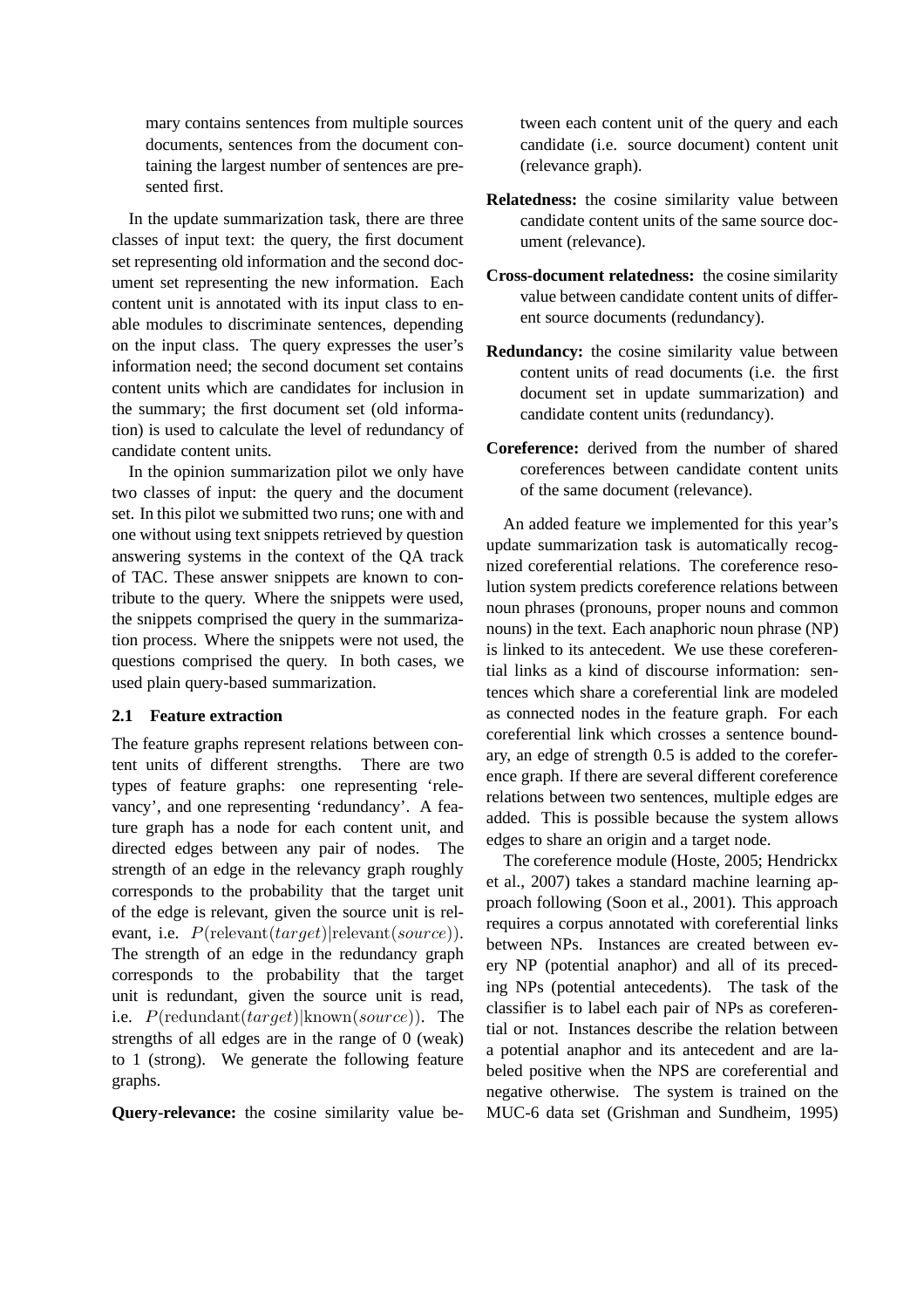mary contains sentences from multiple sources documents, sentences from the document containing the largest number of sentences are presented first.

In the update summarization task, there are three classes of input text: the query, the first document set representing old information and the second document set representing the new information. Each content unit is annotated with its input class to enable modules to discriminate sentences, depending on the input class. The query expresses the user's information need; the second document set contains content units which are candidates for inclusion in the summary; the first document set (old information) is used to calculate the level of redundancy of candidate content units.

In the opinion summarization pilot we only have two classes of input: the query and the document set. In this pilot we submitted two runs; one with and one without using text snippets retrieved by question answering systems in the context of the QA track of TAC. These answer snippets are known to contribute to the query. Where the snippets were used, the snippets comprised the query in the summarization process. Where the snippets were not used, the questions comprised the query. In both cases, we used plain query-based summarization.

### 2.1 Feature extraction

The feature graphs represent relations between content units of different strengths. There are two types of feature graphs: one representing 'relevancy', and one representing 'redundancy'. A feature graph has a node for each content unit, and directed edges between any pair of nodes. The strength of an edge in the relevancy graph roughly corresponds to the probability that the target unit of the edge is relevant, given the source unit is relevant, i.e. $P(\text{relevant}(target)|\text{relevant}(source))$. The strength of an edge in the redundancy graph corresponds to the probability that the target unit is redundant, given the source unit is read, i.e. $P(\text{redundant}(target)|\text{known}(source))$. The strengths of all edges are in the range of 0 (weak) to 1 (strong). We generate the following feature graphs.

**Query-relevance:** the cosine similarity value between each content unit of the query and each candidate (i.e. source document) content unit (relevance graph).

**Relatedness:** the cosine similarity value between candidate content units of the same source document (relevance).

**Cross-document relatedness:** the cosine similarity value between candidate content units of different source documents (redundancy).

**Redundancy:** the cosine similarity value between content units of read documents (i.e. the first document set in update summarization) and candidate content units (redundancy).

**Coreference:** derived from the number of shared coreferences between candidate content units of the same document (relevance).

An added feature we implemented for this year's update summarization task is automatically recognized coreferential relations. The coreference resolution system predicts coreference relations between noun phrases (pronouns, proper nouns and common nouns) in the text. Each anaphoric noun phrase (NP) is linked to its antecedent. We use these coreferential links as a kind of discourse information: sentences which share a coreferential link are modeled as connected nodes in the feature graph. For each coreferential link which crosses a sentence boundary, an edge of strength 0.5 is added to the coreference graph. If there are several different coreference relations between two sentences, multiple edges are added. This is possible because the system allows edges to share an origin and a target node.

The coreference module (Hoste, 2005; Hendrickx et al., 2007) takes a standard machine learning approach following (Soon et al., 2001). This approach requires a corpus annotated with coreferential links between NPs. Instances are created between every NP (potential anaphor) and all of its preceding NPs (potential antecedents). The task of the classifier is to label each pair of NPs as coreferential or not. Instances describe the relation between a potential anaphor and its antecedent and are labeled positive when the NPS are coreferential and negative otherwise. The system is trained on the MUC-6 data set (Grishman and Sundheim, 1995)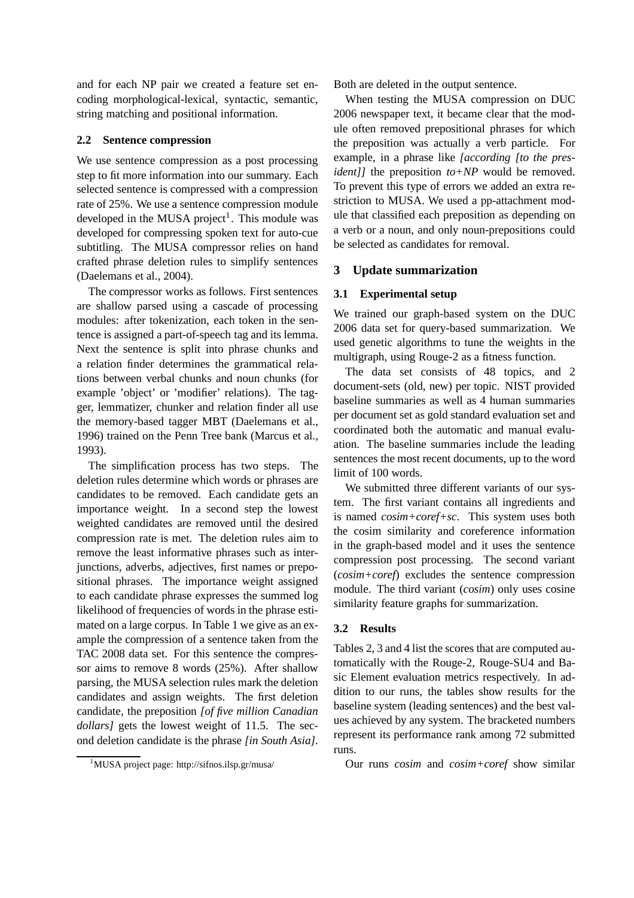and for each NP pair we created a feature set encoding morphological-lexical, syntactic, semantic, string matching and positional information.

### 2.2 Sentence compression

We use sentence compression as a post processing step to fit more information into our summary. Each selected sentence is compressed with a compression rate of 25%. We use a sentence compression module developed in the MUSA project[1]. This module was developed for compressing spoken text for auto-cue subtitling. The MUSA compressor relies on hand crafted phrase deletion rules to simplify sentences (Daelemans et al., 2004).

The compressor works as follows. First sentences are shallow parsed using a cascade of processing modules: after tokenization, each token in the sentence is assigned a part-of-speech tag and its lemma. Next the sentence is split into phrase chunks and a relation finder determines the grammatical relations between verbal chunks and noun chunks (for example 'object' or 'modifier' relations). The tagger, lemmatizer, chunker and relation finder all use the memory-based tagger MBT (Daelemans et al., 1996) trained on the Penn Tree bank (Marcus et al., 1993).

The simplification process has two steps. The deletion rules determine which words or phrases are candidates to be removed. Each candidate gets an importance weight. In a second step the lowest weighted candidates are removed until the desired compression rate is met. The deletion rules aim to remove the least informative phrases such as interjunctions, adverbs, adjectives, first names or prepositional phrases. The importance weight assigned to each candidate phrase expresses the summed log likelihood of frequencies of words in the phrase estimated on a large corpus. In Table 1 we give as an example the compression of a sentence taken from the TAC 2008 data set. For this sentence the compressor aims to remove 8 words (25%). After shallow parsing, the MUSA selection rules mark the deletion candidates and assign weights. The first deletion candidate, the preposition *[of five million Canadian dollars]* gets the lowest weight of 11.5. The second deletion candidate is the phrase *[in South Asia]*. Both are deleted in the output sentence.

[1]MUSA project page: http://sifnos.ilsp.gr/musa/

When testing the MUSA compression on DUC 2006 newspaper text, it became clear that the module often removed prepositional phrases for which the preposition was actually a verb particle. For example, in a phrase like *[according [to the president]]* the preposition *to+NP* would be removed. To prevent this type of errors we added an extra restriction to MUSA. We used a pp-attachment module that classified each preposition as depending on a verb or a noun, and only noun-prepositions could be selected as candidates for removal.

## 3 Update summarization

### 3.1 Experimental setup

We trained our graph-based system on the DUC 2006 data set for query-based summarization. We used genetic algorithms to tune the weights in the multigraph, using Rouge-2 as a fitness function.

The data set consists of 48 topics, and 2 document-sets (old, new) per topic. NIST provided baseline summaries as well as 4 human summaries per document set as gold standard evaluation set and coordinated both the automatic and manual evaluation. The baseline summaries include the leading sentences the most recent documents, up to the word limit of 100 words.

We submitted three different variants of our system. The first variant contains all ingredients and is named *cosim+coref+sc*. This system uses both the cosim similarity and coreference information in the graph-based model and it uses the sentence compression post processing. The second variant (*cosim+coref*) excludes the sentence compression module. The third variant (*cosim*) only uses cosine similarity feature graphs for summarization.

### 3.2 Results

Tables 2, 3 and 4 list the scores that are computed automatically with the Rouge-2, Rouge-SU4 and Basic Element evaluation metrics respectively. In addition to our runs, the tables show results for the baseline system (leading sentences) and the best values achieved by any system. The bracketed numbers represent its performance rank among 72 submitted runs.

Our runs *cosim* and *cosim+coref* show similar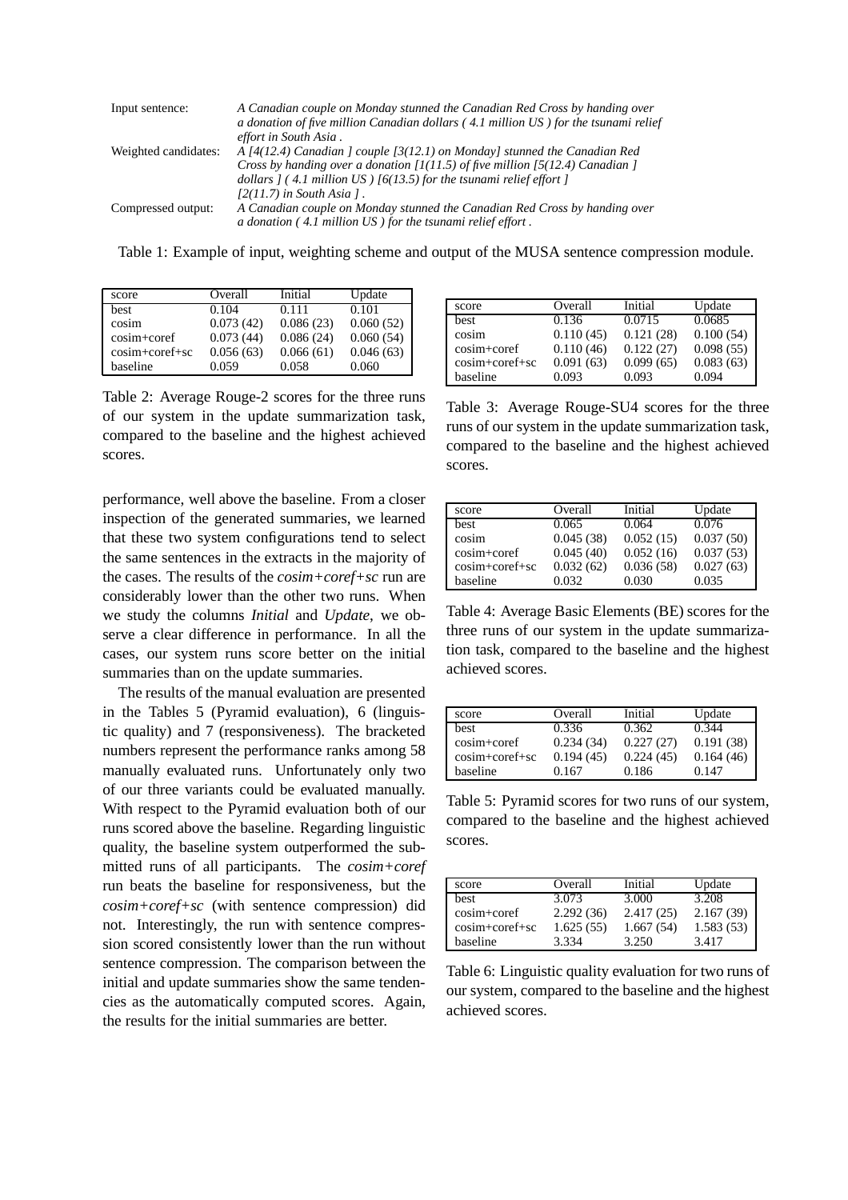| | |
|---|---|
| Input sentence: | *A Canadian couple on Monday stunned the Canadian Red Cross by handing over a donation of five million Canadian dollars ( 4.1 million US ) for the tsunami relief effort in South Asia .* |
| Weighted candidates: | *A [4(12.4) Canadian ] couple [3(12.1) on Monday] stunned the Canadian Red Cross by handing over a donation [1(11.5) of five million [5(12.4) Canadian ] dollars ] ( 4.1 million US ) [6(13.5) for the tsunami relief effort ] [2(11.7) in South Asia ] .* |
| Compressed output: | *A Canadian couple on Monday stunned the Canadian Red Cross by handing over a donation ( 4.1 million US ) for the tsunami relief effort .* |

Table 1: Example of input, weighting scheme and output of the MUSA sentence compression module.

| score | Overall | Initial | Update |
|---|---|---|---|
| best | 0.104 | 0.111 | 0.101 |
| cosim | 0.073 (42) | 0.086 (23) | 0.060 (52) |
| cosim+coref | 0.073 (44) | 0.086 (24) | 0.060 (54) |
| cosim+coref+sc | 0.056 (63) | 0.066 (61) | 0.046 (63) |
| baseline | 0.059 | 0.058 | 0.060 |

Table 2: Average Rouge-2 scores for the three runs of our system in the update summarization task, compared to the baseline and the highest achieved scores.

performance, well above the baseline. From a closer inspection of the generated summaries, we learned that these two system configurations tend to select the same sentences in the extracts in the majority of the cases. The results of the *cosim+coref+sc* run are considerably lower than the other two runs. When we study the columns *Initial* and *Update*, we observe a clear difference in performance. In all the cases, our system runs score better on the initial summaries than on the update summaries.

The results of the manual evaluation are presented in the Tables 5 (Pyramid evaluation), 6 (linguistic quality) and 7 (responsiveness). The bracketed numbers represent the performance ranks among 58 manually evaluated runs. Unfortunately only two of our three variants could be evaluated manually. With respect to the Pyramid evaluation both of our runs scored above the baseline. Regarding linguistic quality, the baseline system outperformed the submitted runs of all participants. The *cosim+coref* run beats the baseline for responsiveness, but the *cosim+coref+sc* (with sentence compression) did not. Interestingly, the run with sentence compression scored consistently lower than the run without sentence compression. The comparison between the initial and update summaries show the same tendencies as the automatically computed scores. Again, the results for the initial summaries are better.

| score | Overall | Initial | Update |
|---|---|---|---|
| best | 0.136 | 0.0715 | 0.0685 |
| cosim | 0.110 (45) | 0.121 (28) | 0.100 (54) |
| cosim+coref | 0.110 (46) | 0.122 (27) | 0.098 (55) |
| cosim+coref+sc | 0.091 (63) | 0.099 (65) | 0.083 (63) |
| baseline | 0.093 | 0.093 | 0.094 |

Table 3: Average Rouge-SU4 scores for the three runs of our system in the update summarization task, compared to the baseline and the highest achieved scores.

| score | Overall | Initial | Update |
|---|---|---|---|
| best | 0.065 | 0.064 | 0.076 |
| cosim | 0.045 (38) | 0.052 (15) | 0.037 (50) |
| cosim+coref | 0.045 (40) | 0.052 (16) | 0.037 (53) |
| cosim+coref+sc | 0.032 (62) | 0.036 (58) | 0.027 (63) |
| baseline | 0.032 | 0.030 | 0.035 |

Table 4: Average Basic Elements (BE) scores for the three runs of our system in the update summarization task, compared to the baseline and the highest achieved scores.

| score | Overall | Initial | Update |
|---|---|---|---|
| best | 0.336 | 0.362 | 0.344 |
| cosim+coref | 0.234 (34) | 0.227 (27) | 0.191 (38) |
| cosim+coref+sc | 0.194 (45) | 0.224 (45) | 0.164 (46) |
| baseline | 0.167 | 0.186 | 0.147 |

Table 5: Pyramid scores for two runs of our system, compared to the baseline and the highest achieved scores.

| score | Overall | Initial | Update |
|---|---|---|---|
| best | 3.073 | 3.000 | 3.208 |
| cosim+coref | 2.292 (36) | 2.417 (25) | 2.167 (39) |
| cosim+coref+sc | 1.625 (55) | 1.667 (54) | 1.583 (53) |
| baseline | 3.334 | 3.250 | 3.417 |

Table 6: Linguistic quality evaluation for two runs of our system, compared to the baseline and the highest achieved scores.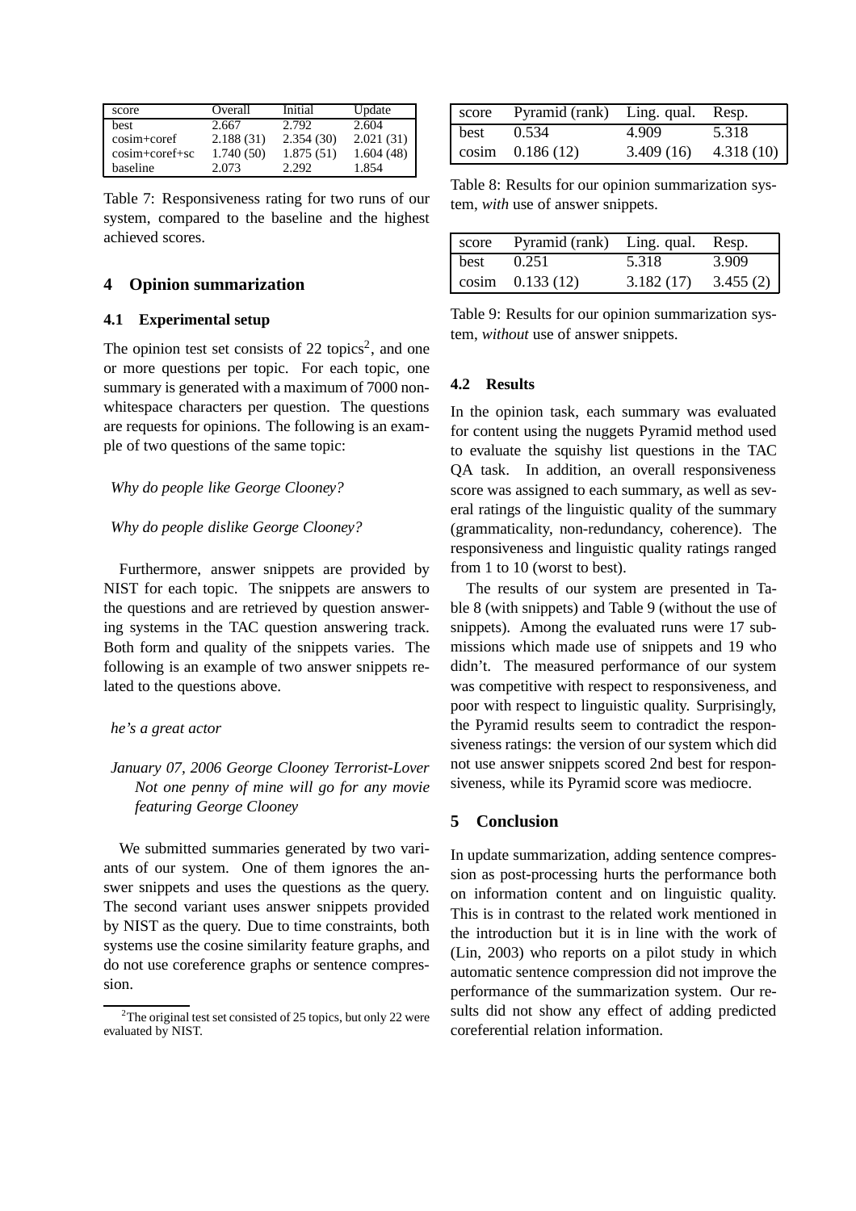| score | Overall | Initial | Update |
|---|---|---|---|
| best | 2.667 | 2.792 | 2.604 |
| cosim+coref | 2.188 (31) | 2.354 (30) | 2.021 (31) |
| cosim+coref+sc | 1.740 (50) | 1.875 (51) | 1.604 (48) |
| baseline | 2.073 | 2.292 | 1.854 |

Table 7: Responsiveness rating for two runs of our system, compared to the baseline and the highest achieved scores.

## 4 Opinion summarization

### 4.1 Experimental setup

The opinion test set consists of 22 topics[2], and one or more questions per topic. For each topic, one summary is generated with a maximum of 7000 non-whitespace characters per question. The questions are requests for opinions. The following is an example of two questions of the same topic:

*Why do people like George Clooney?*

*Why do people dislike George Clooney?*

Furthermore, answer snippets are provided by NIST for each topic. The snippets are answers to the questions and are retrieved by question answering systems in the TAC question answering track. Both form and quality of the snippets varies. The following is an example of two answer snippets related to the questions above.

*he's a great actor*

*January 07, 2006 George Clooney Terrorist-Lover Not one penny of mine will go for any movie featuring George Clooney*

We submitted summaries generated by two variants of our system. One of them ignores the answer snippets and uses the questions as the query. The second variant uses answer snippets provided by NIST as the query. Due to time constraints, both systems use the cosine similarity feature graphs, and do not use coreference graphs or sentence compression.

[2] The original test set consisted of 25 topics, but only 22 were evaluated by NIST.

| score | Pyramid (rank) | Ling. qual. | Resp. |
|---|---|---|---|
| best | 0.534 | 4.909 | 5.318 |
| cosim | 0.186 (12) | 3.409 (16) | 4.318 (10) |

Table 8: Results for our opinion summarization system, *with* use of answer snippets.

| score | Pyramid (rank) | Ling. qual. | Resp. |
|---|---|---|---|
| best | 0.251 | 5.318 | 3.909 |
| cosim | 0.133 (12) | 3.182 (17) | 3.455 (2) |

Table 9: Results for our opinion summarization system, *without* use of answer snippets.

### 4.2 Results

In the opinion task, each summary was evaluated for content using the nuggets Pyramid method used to evaluate the squishy list questions in the TAC QA task. In addition, an overall responsiveness score was assigned to each summary, as well as several ratings of the linguistic quality of the summary (grammaticality, non-redundancy, coherence). The responsiveness and linguistic quality ratings ranged from 1 to 10 (worst to best).

The results of our system are presented in Table 8 (with snippets) and Table 9 (without the use of snippets). Among the evaluated runs were 17 submissions which made use of snippets and 19 who didn't. The measured performance of our system was competitive with respect to responsiveness, and poor with respect to linguistic quality. Surprisingly, the Pyramid results seem to contradict the responsiveness ratings: the version of our system which did not use answer snippets scored 2nd best for responsiveness, while its Pyramid score was mediocre.

## 5 Conclusion

In update summarization, adding sentence compression as post-processing hurts the performance both on information content and on linguistic quality. This is in contrast to the related work mentioned in the introduction but it is in line with the work of (Lin, 2003) who reports on a pilot study in which automatic sentence compression did not improve the performance of the summarization system. Our results did not show any effect of adding predicted coreferential relation information.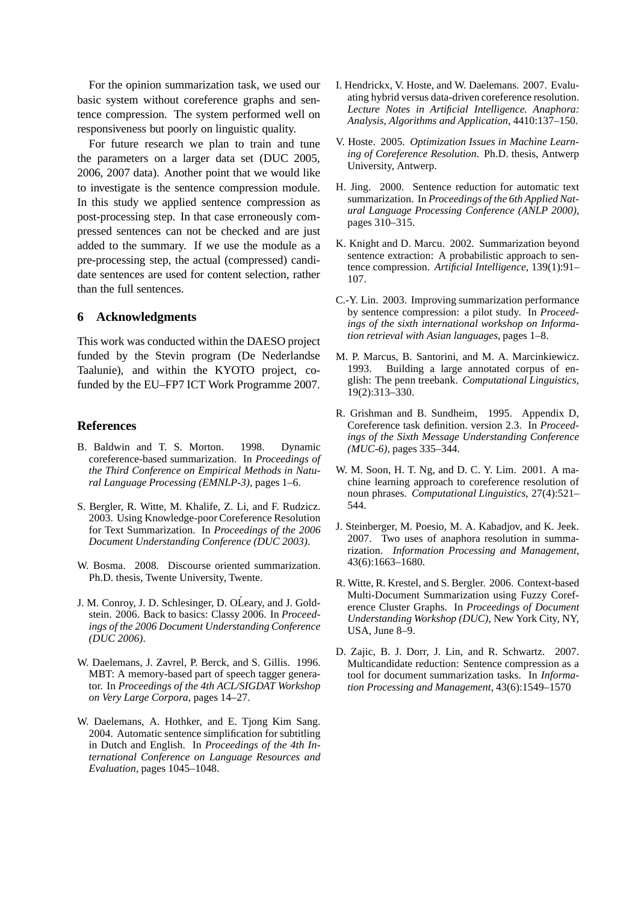For the opinion summarization task, we used our basic system without coreference graphs and sentence compression. The system performed well on responsiveness but poorly on linguistic quality.

For future research we plan to train and tune the parameters on a larger data set (DUC 2005, 2006, 2007 data). Another point that we would like to investigate is the sentence compression module. In this study we applied sentence compression as post-processing step. In that case erroneously compressed sentences can not be checked and are just added to the summary. If we use the module as a pre-processing step, the actual (compressed) candidate sentences are used for content selection, rather than the full sentences.

## 6 Acknowledgments

This work was conducted within the DAESO project funded by the Stevin program (De Nederlandse Taalunie), and within the KYOTO project, co-funded by the EU–FP7 ICT Work Programme 2007.

## References

B. Baldwin and T. S. Morton. 1998. Dynamic coreference-based summarization. In *Proceedings of the Third Conference on Empirical Methods in Natural Language Processing (EMNLP-3)*, pages 1–6.

S. Bergler, R. Witte, M. Khalife, Z. Li, and F. Rudzicz. 2003. Using Knowledge-poor Coreference Resolution for Text Summarization. In *Proceedings of the 2006 Document Understanding Conference (DUC 2003)*.

W. Bosma. 2008. Discourse oriented summarization. Ph.D. thesis, Twente University, Twente.

J. M. Conroy, J. D. Schlesinger, D. OĹeary, and J. Goldstein. 2006. Back to basics: Classy 2006. In *Proceedings of the 2006 Document Understanding Conference (DUC 2006)*.

W. Daelemans, J. Zavrel, P. Berck, and S. Gillis. 1996. MBT: A memory-based part of speech tagger generator. In *Proceedings of the 4th ACL/SIGDAT Workshop on Very Large Corpora*, pages 14–27.

W. Daelemans, A. Hothker, and E. Tjong Kim Sang. 2004. Automatic sentence simplification for subtitling in Dutch and English. In *Proceedings of the 4th International Conference on Language Resources and Evaluation*, pages 1045–1048.

I. Hendrickx, V. Hoste, and W. Daelemans. 2007. Evaluating hybrid versus data-driven coreference resolution. *Lecture Notes in Artificial Intelligence. Anaphora: Analysis, Algorithms and Application*, 4410:137–150.

V. Hoste. 2005. *Optimization Issues in Machine Learning of Coreference Resolution*. Ph.D. thesis, Antwerp University, Antwerp.

H. Jing. 2000. Sentence reduction for automatic text summarization. In *Proceedings of the 6th Applied Natural Language Processing Conference (ANLP 2000)*, pages 310–315.

K. Knight and D. Marcu. 2002. Summarization beyond sentence extraction: A probabilistic approach to sentence compression. *Artificial Intelligence*, 139(1):91–107.

C.-Y. Lin. 2003. Improving summarization performance by sentence compression: a pilot study. In *Proceedings of the sixth international workshop on Information retrieval with Asian languages*, pages 1–8.

M. P. Marcus, B. Santorini, and M. A. Marcinkiewicz. 1993. Building a large annotated corpus of english: The penn treebank. *Computational Linguistics*, 19(2):313–330.

R. Grishman and B. Sundheim, 1995. Appendix D, Coreference task definition. version 2.3. In *Proceedings of the Sixth Message Understanding Conference (MUC-6)*, pages 335–344.

W. M. Soon, H. T. Ng, and D. C. Y. Lim. 2001. A machine learning approach to coreference resolution of noun phrases. *Computational Linguistics*, 27(4):521–544.

J. Steinberger, M. Poesio, M. A. Kabadjov, and K. Jeek. 2007. Two uses of anaphora resolution in summarization. *Information Processing and Management*, 43(6):1663–1680.

R. Witte, R. Krestel, and S. Bergler. 2006. Context-based Multi-Document Summarization using Fuzzy Coreference Cluster Graphs. In *Proceedings of Document Understanding Workshop (DUC)*, New York City, NY, USA, June 8–9.

D. Zajic, B. J. Dorr, J. Lin, and R. Schwartz. 2007. Multicandidate reduction: Sentence compression as a tool for document summarization tasks. In *Information Processing and Management*, 43(6):1549–1570